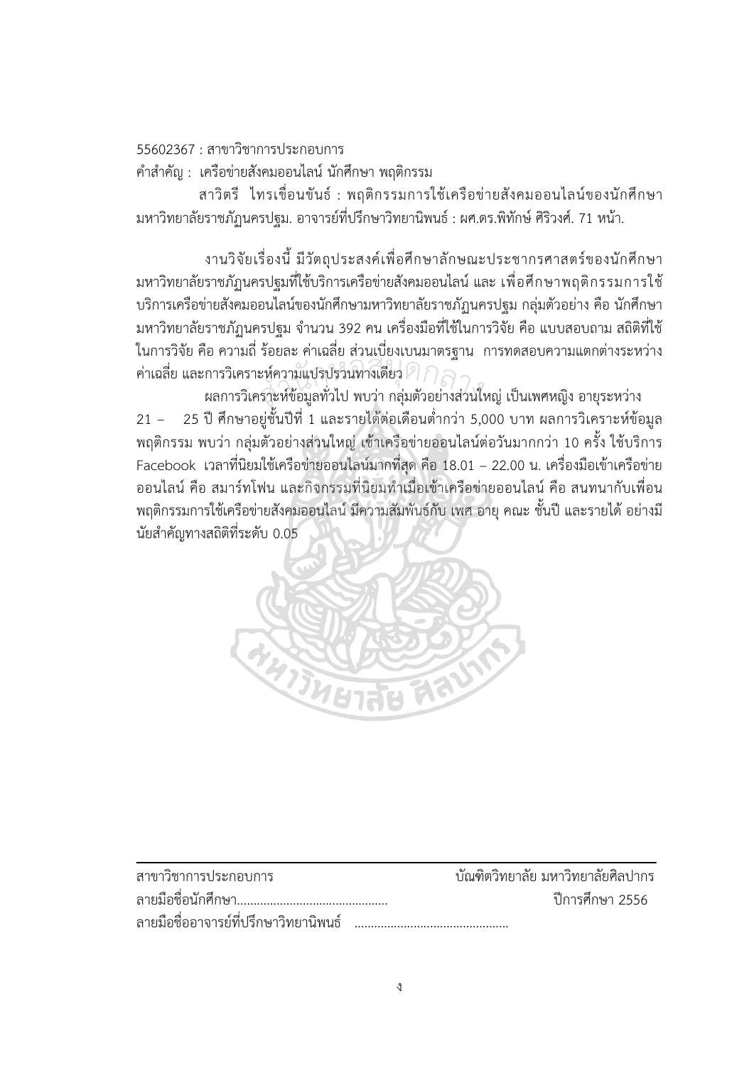55602367 : สาขาวิชาการประกอบการ

คำสำคัญ : เครือข่ายสังคมออนไลน์ นักศึกษา พฤติกรรม

สาวิตรี ไทรเขื่อนขันธ์ : พฤติกรรมการใช้เครือข่ายสังคมออนไลน์ของนักศึกษามหาวิทยาลัยราชภัฏนครปฐม. อาจารย์ที่ปรึกษาวิทยานิพนธ์ : ผศ.ดร.พิทักษ์ ศิริวงศ์. 71 หน้า.

งานวิจัยเรื่องนี้ มีวัตถุประสงค์เพื่อศึกษาลักษณะประชากรศาสตร์ของนักศึกษามหาวิทยาลัยราชภัฏนครปฐมที่ใช้บริการเครือข่ายสังคมออนไลน์ และ เพื่อศึกษาพฤติกรรมการใช้บริการเครือข่ายสังคมออนไลน์ของนักศึกษามหาวิทยาลัยราชภัฏนครปฐม กลุ่มตัวอย่าง คือ นักศึกษามหาวิทยาลัยราชภัฏนครปฐม จำนวน 392 คน เครื่องมือที่ใช้ในการวิจัย คือ แบบสอบถาม สถิติที่ใช้ในการวิจัย คือ ความถี่ ร้อยละ ค่าเฉลี่ย ส่วนเบี่ยงเบนมาตรฐาน การทดสอบความแตกต่างระหว่างค่าเฉลี่ย และการวิเคราะห์ความแปรปรวนทางเดียว

ผลการวิเคราะห์ข้อมูลทั่วไป พบว่า กลุ่มตัวอย่างส่วนใหญ่ เป็นเพศหญิง อายุระหว่าง 21 – 25 ปี ศึกษาอยู่ชั้นปีที่ 1 และรายได้ต่อเดือนต่ำกว่า 5,000 บาท ผลการวิเคราะห์ข้อมูลพฤติกรรม พบว่า กลุ่มตัวอย่างส่วนใหญ่ เข้าเครือข่ายออนไลน์ต่อวันมากกว่า 10 ครั้ง ใช้บริการ Facebook เวลาที่นิยมใช้เครือข่ายออนไลน์มากที่สุด คือ 18.01 – 22.00 น. เครื่องมือเข้าเครือข่ายออนไลน์ คือ สมาร์ทโฟน และกิจกรรมที่นิยมทำเมื่อเข้าเครือข่ายออนไลน์ คือ สนทนากับเพื่อน พฤติกรรมการใช้เครือข่ายสังคมออนไลน์ มีความสัมพันธ์กับ เพศ อายุ คณะ ชั้นปี และรายได้ อย่างมีนัยสำคัญทางสถิติที่ระดับ 0.05

---

สาขาวิชาการประกอบการ บัณฑิตวิทยาลัย มหาวิทยาลัยศิลปากร

ลายมือชื่อนักศึกษา........................................ ปีการศึกษา 2556

ลายมือชื่ออาจารย์ที่ปรึกษาวิทยานิพนธ์ ........................................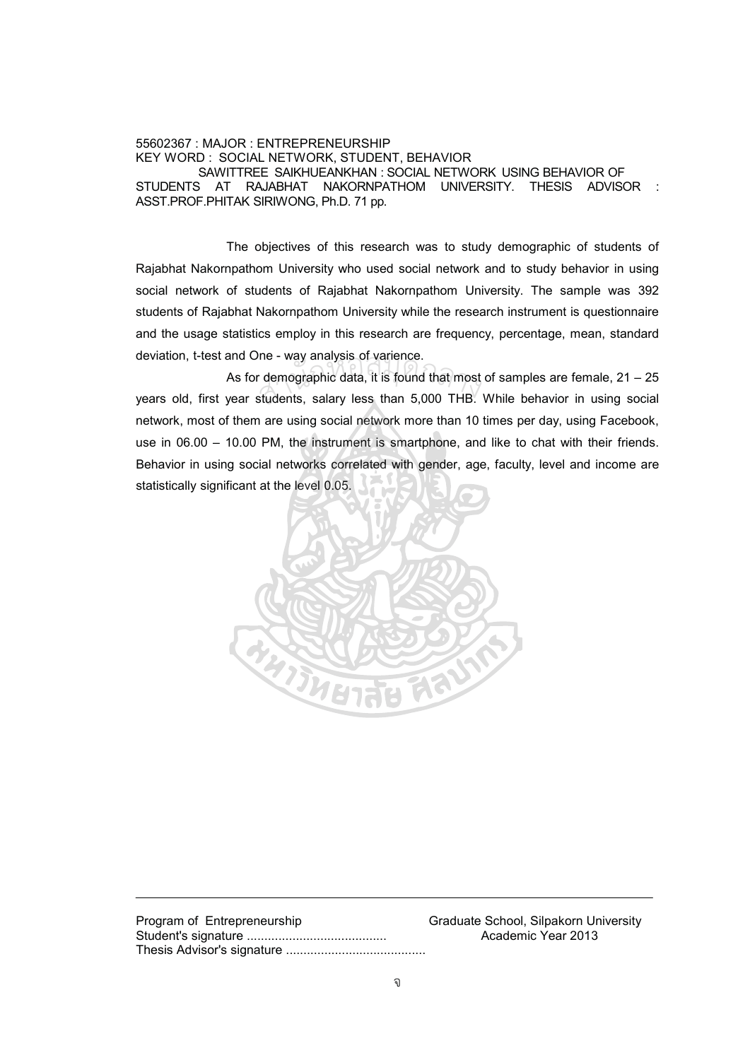55602367 : MAJOR : ENTREPRENEURSHIP
KEY WORD : SOCIAL NETWORK, STUDENT, BEHAVIOR

SAWITTREE SAIKHUEANKHAN : SOCIAL NETWORK USING BEHAVIOR OF STUDENTS AT RAJABHAT NAKORNPATHOM UNIVERSITY. THESIS ADVISOR : ASST.PROF.PHITAK SIRIWONG, Ph.D. 71 pp.

The objectives of this research was to study demographic of students of Rajabhat Nakornpathom University who used social network and to study behavior in using social network of students of Rajabhat Nakornpathom University. The sample was 392 students of Rajabhat Nakornpathom University while the research instrument is questionnaire and the usage statistics employ in this research are frequency, percentage, mean, standard deviation, t-test and One - way analysis of varience.

As for demographic data, it is found that most of samples are female, 21 – 25 years old, first year students, salary less than 5,000 THB. While behavior in using social network, most of them are using social network more than 10 times per day, using Facebook, use in 06.00 – 10.00 PM, the instrument is smartphone, and like to chat with their friends. Behavior in using social networks correlated with gender, age, faculty, level and income are statistically significant at the level 0.05.

---

Program of Entrepreneurship — Graduate School, Silpakorn University

Student's signature ........................................ — Academic Year 2013

Thesis Advisor's signature ........................................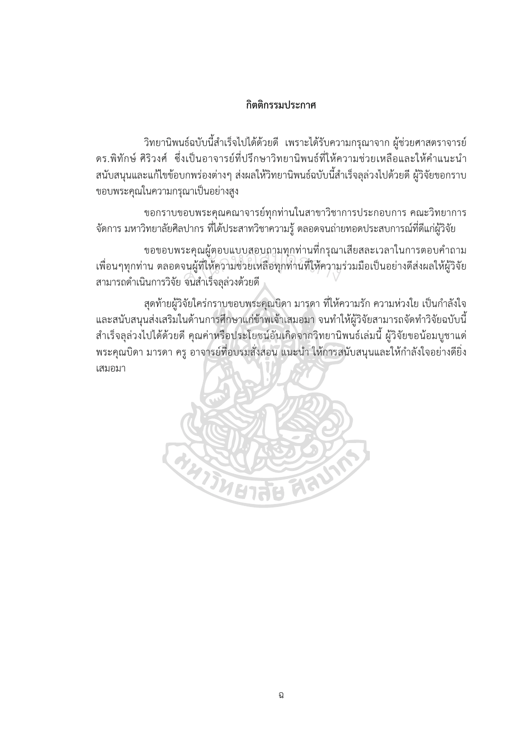# กิตติกรรมประกาศ

วิทยานิพนธ์ฉบับนี้สำเร็จไปได้ด้วยดี เพราะได้รับความกรุณาจาก ผู้ช่วยศาสตราจารย์ ดร.พิทักษ์ ศิริวงศ์ ซึ่งเป็นอาจารย์ที่ปรึกษาวิทยานิพนธ์ที่ให้ความช่วยเหลือและให้คำแนะนำ สนับสนุนและแก้ไขข้อบกพร่องต่างๆ ส่งผลให้วิทยานิพนธ์ฉบับนี้สำเร็จลุล่วงไปด้วยดี ผู้วิจัยขอกราบขอบพระคุณในความกรุณาเป็นอย่างสูง

ขอกราบขอบพระคุณคณาจารย์ทุกท่านในสาขาวิชาการประกอบการ คณะวิทยาการจัดการ มหาวิทยาลัยศิลปากร ที่ได้ประสาทวิชาความรู้ ตลอดจนถ่ายทอดประสบการณ์ที่ดีแก่ผู้วิจัย

ขอขอบพระคุณผู้ตอบแบบสอบถามทุกท่านที่กรุณาเสียสละเวลาในการตอบคำถาม เพื่อนๆทุกท่าน ตลอดจนผู้ที่ให้ความช่วยเหลือทุกท่านที่ให้ความร่วมมือเป็นอย่างดีส่งผลให้ผู้วิจัยสามารถดำเนินการวิจัย จนสำเร็จลุล่วงด้วยดี

สุดท้ายผู้วิจัยใคร่กราบขอบพระคุณบิดา มารดา ที่ให้ความรัก ความห่วงใย เป็นกำลังใจและสนับสนุนส่งเสริมในด้านการศึกษาแก่ข้าพเจ้าเสมอมา จนทำให้ผู้วิจัยสามารถจัดทำวิจัยฉบับนี้สำเร็จลุล่วงไปได้ด้วยดี คุณค่าหรือประโยชน์อันเกิดจากวิทยานิพนธ์เล่มนี้ ผู้วิจัยขอน้อมบูชาแด่พระคุณบิดา มารดา ครู อาจารย์ที่อบรมสั่งสอน แนะนำ ให้การสนับสนุนและให้กำลังใจอย่างดียิ่งเสมอมา